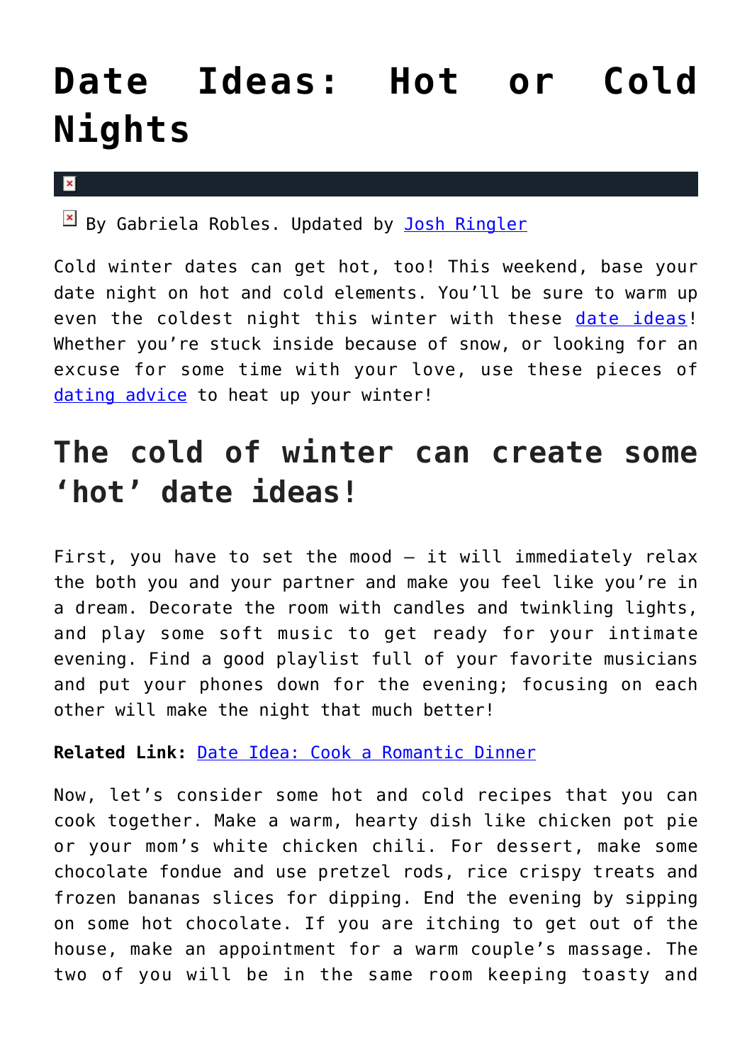# Date Ideas: Hot or Cold Nights

By Gabriela Robles. Updated by Josh Ringler

Cold winter dates can get hot, too! This weekend, base your date night on hot and cold elements. You'll be sure to warm up even the coldest night this winter with these date ideas! Whether you're stuck inside because of snow, or looking for an excuse for some time with your love, use these pieces of dating advice to heat up your winter!

## The cold of winter can create some 'hot' date ideas!

First, you have to set the mood – it will immediately relax the both you and your partner and make you feel like you're in a dream. Decorate the room with candles and twinkling lights, and play some soft music to get ready for your intimate evening. Find a good playlist full of your favorite musicians and put your phones down for the evening; focusing on each other will make the night that much better!

**Related Link:** Date Idea: Cook a Romantic Dinner

Now, let's consider some hot and cold recipes that you can cook together. Make a warm, hearty dish like chicken pot pie or your mom's white chicken chili. For dessert, make some chocolate fondue and use pretzel rods, rice crispy treats and frozen bananas slices for dipping. End the evening by sipping on some hot chocolate. If you are itching to get out of the house, make an appointment for a warm couple's massage. The two of you will be in the same room keeping toasty and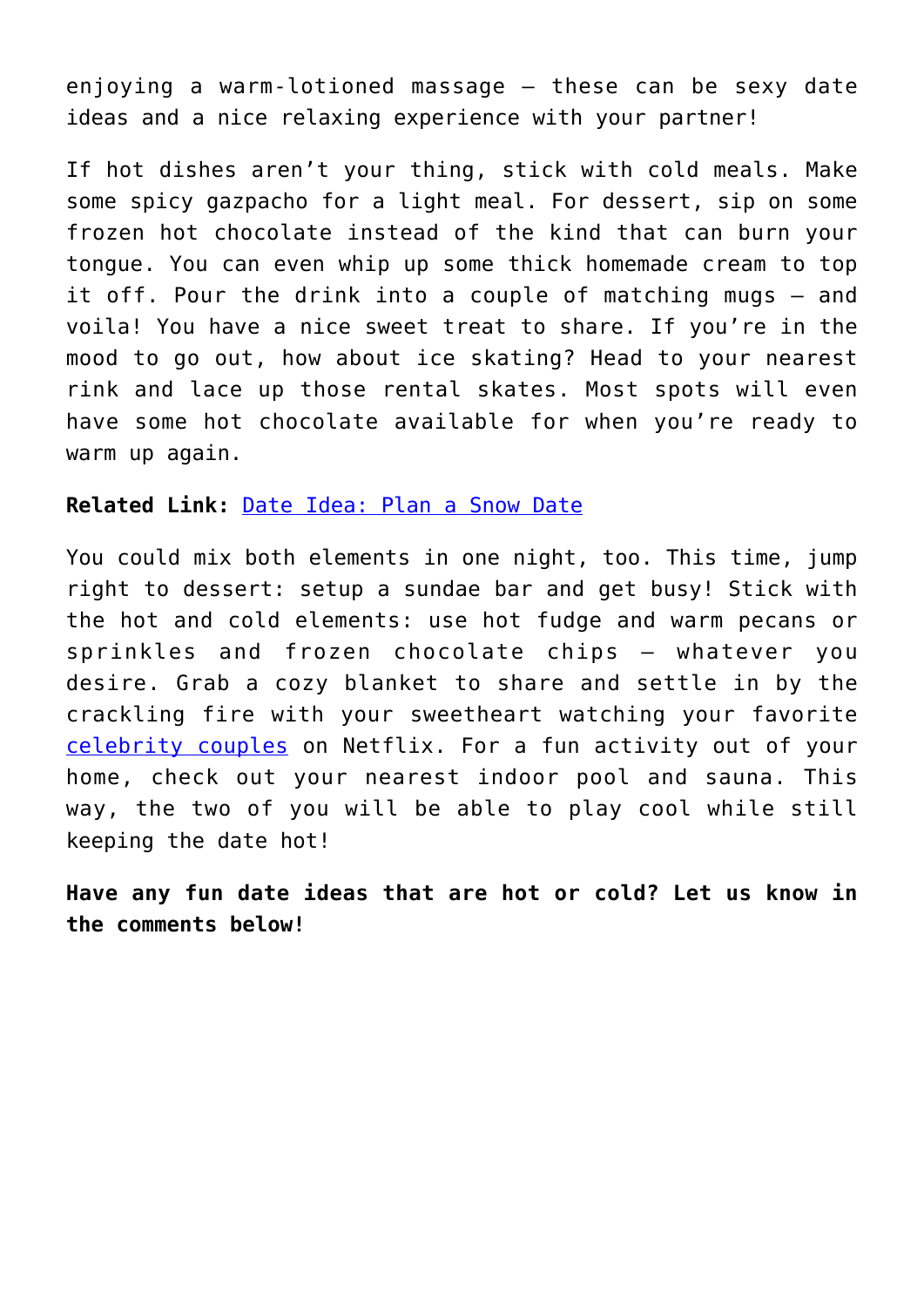enjoying a warm-lotioned massage – these can be sexy date ideas and a nice relaxing experience with your partner!

If hot dishes aren't your thing, stick with cold meals. Make some spicy gazpacho for a light meal. For dessert, sip on some frozen hot chocolate instead of the kind that can burn your tongue. You can even whip up some thick homemade cream to top it off. Pour the drink into a couple of matching mugs – and voila! You have a nice sweet treat to share. If you're in the mood to go out, how about ice skating? Head to your nearest rink and lace up those rental skates. Most spots will even have some hot chocolate available for when you're ready to warm up again.

**Related Link:** Date Idea: Plan a Snow Date

You could mix both elements in one night, too. This time, jump right to dessert: setup a sundae bar and get busy! Stick with the hot and cold elements: use hot fudge and warm pecans or sprinkles and frozen chocolate chips – whatever you desire. Grab a cozy blanket to share and settle in by the crackling fire with your sweetheart watching your favorite celebrity couples on Netflix. For a fun activity out of your home, check out your nearest indoor pool and sauna. This way, the two of you will be able to play cool while still keeping the date hot!

**Have any fun date ideas that are hot or cold? Let us know in the comments below!**